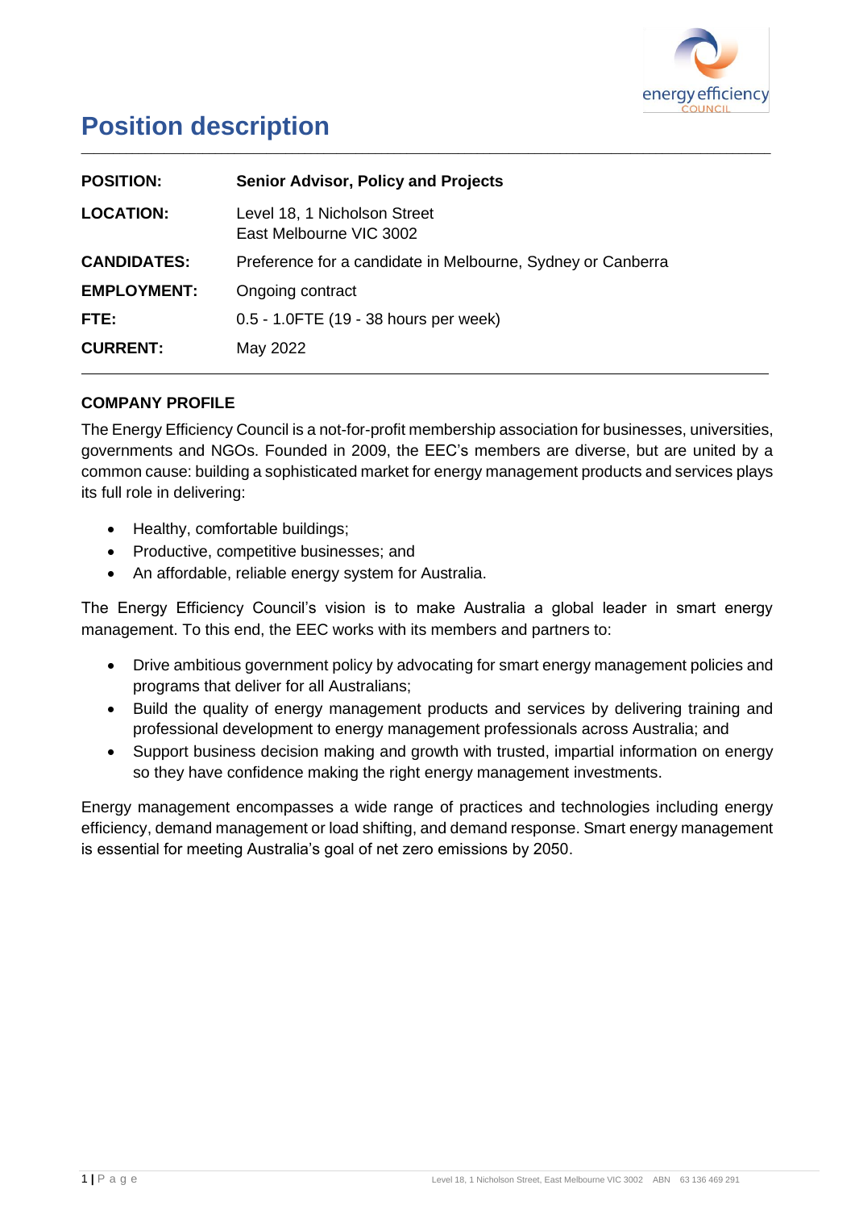# Position description

| | |
|---|---|
| **POSITION:** | **Senior Advisor, Policy and Projects** |
| **LOCATION:** | Level 18, 1 Nicholson Street<br>East Melbourne VIC 3002 |
| **CANDIDATES:** | Preference for a candidate in Melbourne, Sydney or Canberra |
| **EMPLOYMENT:** | Ongoing contract |
| **FTE:** | 0.5 - 1.0FTE (19 - 38 hours per week) |
| **CURRENT:** | May 2022 |

## COMPANY PROFILE

The Energy Efficiency Council is a not-for-profit membership association for businesses, universities, governments and NGOs. Founded in 2009, the EEC's members are diverse, but are united by a common cause: building a sophisticated market for energy management products and services plays its full role in delivering:

- Healthy, comfortable buildings;
- Productive, competitive businesses; and
- An affordable, reliable energy system for Australia.

The Energy Efficiency Council's vision is to make Australia a global leader in smart energy management. To this end, the EEC works with its members and partners to:

- Drive ambitious government policy by advocating for smart energy management policies and programs that deliver for all Australians;
- Build the quality of energy management products and services by delivering training and professional development to energy management professionals across Australia; and
- Support business decision making and growth with trusted, impartial information on energy so they have confidence making the right energy management investments.

Energy management encompasses a wide range of practices and technologies including energy efficiency, demand management or load shifting, and demand response. Smart energy management is essential for meeting Australia's goal of net zero emissions by 2050.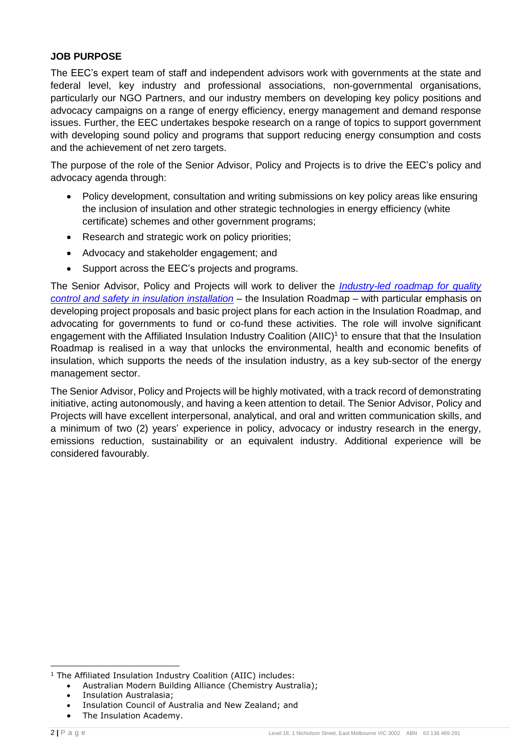## JOB PURPOSE

The EEC's expert team of staff and independent advisors work with governments at the state and federal level, key industry and professional associations, non-governmental organisations, particularly our NGO Partners, and our industry members on developing key policy positions and advocacy campaigns on a range of energy efficiency, energy management and demand response issues. Further, the EEC undertakes bespoke research on a range of topics to support government with developing sound policy and programs that support reducing energy consumption and costs and the achievement of net zero targets.

The purpose of the role of the Senior Advisor, Policy and Projects is to drive the EEC's policy and advocacy agenda through:

- Policy development, consultation and writing submissions on key policy areas like ensuring the inclusion of insulation and other strategic technologies in energy efficiency (white certificate) schemes and other government programs;
- Research and strategic work on policy priorities;
- Advocacy and stakeholder engagement; and
- Support across the EEC's projects and programs.

The Senior Advisor, Policy and Projects will work to deliver the *Industry-led roadmap for quality control and safety in insulation installation* – the Insulation Roadmap – with particular emphasis on developing project proposals and basic project plans for each action in the Insulation Roadmap, and advocating for governments to fund or co-fund these activities. The role will involve significant engagement with the Affiliated Insulation Industry Coalition (AIIC)[1] to ensure that that the Insulation Roadmap is realised in a way that unlocks the environmental, health and economic benefits of insulation, which supports the needs of the insulation industry, as a key sub-sector of the energy management sector.

The Senior Advisor, Policy and Projects will be highly motivated, with a track record of demonstrating initiative, acting autonomously, and having a keen attention to detail. The Senior Advisor, Policy and Projects will have excellent interpersonal, analytical, and oral and written communication skills, and a minimum of two (2) years' experience in policy, advocacy or industry research in the energy, emissions reduction, sustainability or an equivalent industry. Additional experience will be considered favourably.

---

[1] The Affiliated Insulation Industry Coalition (AIIC) includes:

- Australian Modern Building Alliance (Chemistry Australia);
- Insulation Australasia;
- Insulation Council of Australia and New Zealand; and
- The Insulation Academy.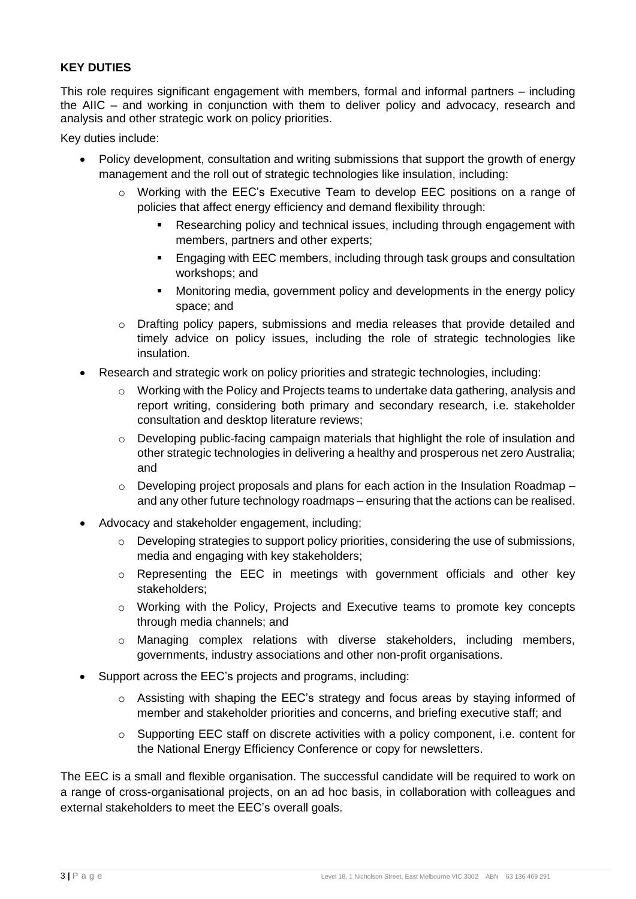**KEY DUTIES**

This role requires significant engagement with members, formal and informal partners – including the AIIC – and working in conjunction with them to deliver policy and advocacy, research and analysis and other strategic work on policy priorities.

Key duties include:

- Policy development, consultation and writing submissions that support the growth of energy management and the roll out of strategic technologies like insulation, including:
    - Working with the EEC's Executive Team to develop EEC positions on a range of policies that affect energy efficiency and demand flexibility through:
        - Researching policy and technical issues, including through engagement with members, partners and other experts;
        - Engaging with EEC members, including through task groups and consultation workshops; and
        - Monitoring media, government policy and developments in the energy policy space; and
    - Drafting policy papers, submissions and media releases that provide detailed and timely advice on policy issues, including the role of strategic technologies like insulation.
- Research and strategic work on policy priorities and strategic technologies, including:
    - Working with the Policy and Projects teams to undertake data gathering, analysis and report writing, considering both primary and secondary research, i.e. stakeholder consultation and desktop literature reviews;
    - Developing public-facing campaign materials that highlight the role of insulation and other strategic technologies in delivering a healthy and prosperous net zero Australia; and
    - Developing project proposals and plans for each action in the Insulation Roadmap – and any other future technology roadmaps – ensuring that the actions can be realised.
- Advocacy and stakeholder engagement, including;
    - Developing strategies to support policy priorities, considering the use of submissions, media and engaging with key stakeholders;
    - Representing the EEC in meetings with government officials and other key stakeholders;
    - Working with the Policy, Projects and Executive teams to promote key concepts through media channels; and
    - Managing complex relations with diverse stakeholders, including members, governments, industry associations and other non-profit organisations.
- Support across the EEC's projects and programs, including:
    - Assisting with shaping the EEC's strategy and focus areas by staying informed of member and stakeholder priorities and concerns, and briefing executive staff; and
    - Supporting EEC staff on discrete activities with a policy component, i.e. content for the National Energy Efficiency Conference or copy for newsletters.

The EEC is a small and flexible organisation. The successful candidate will be required to work on a range of cross-organisational projects, on an ad hoc basis, in collaboration with colleagues and external stakeholders to meet the EEC's overall goals.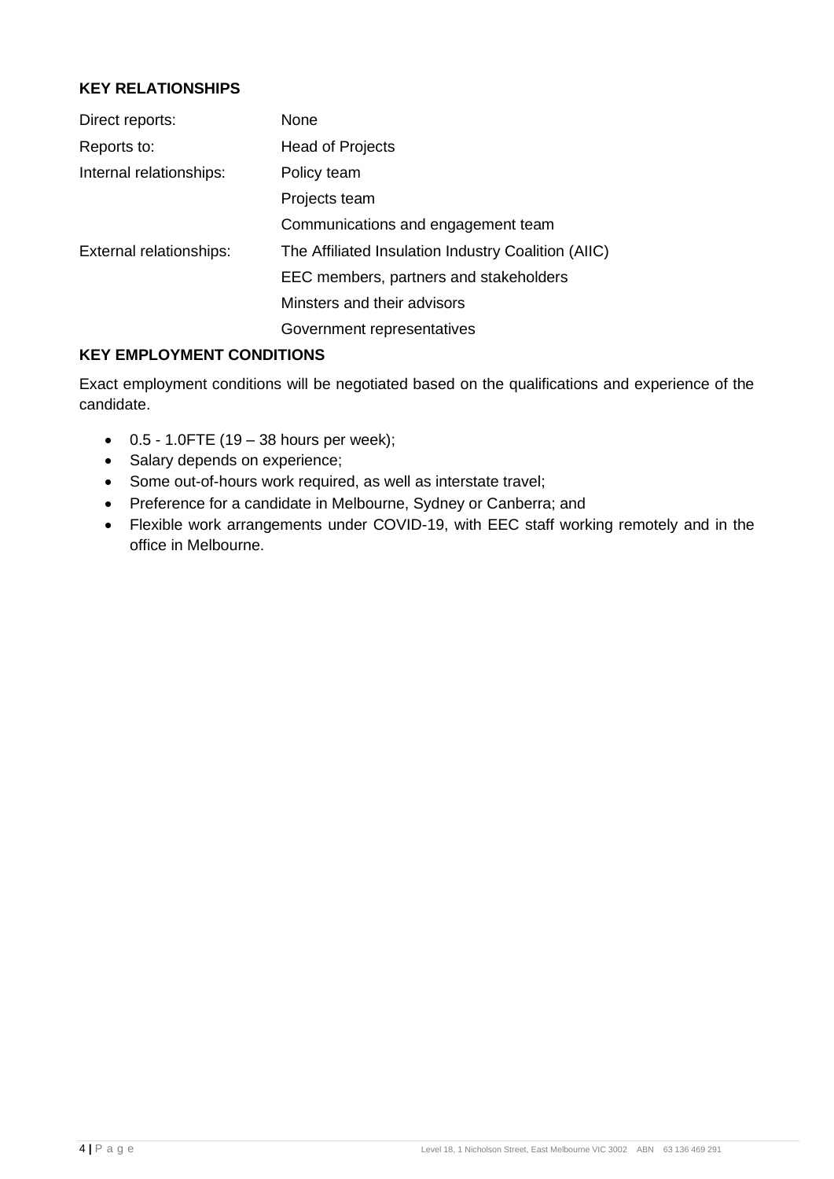### KEY RELATIONSHIPS

| | |
|---|---|
| Direct reports: | None |
| Reports to: | Head of Projects |
| Internal relationships: | Policy team |
| | Projects team |
| | Communications and engagement team |
| External relationships: | The Affiliated Insulation Industry Coalition (AIIC) |
| | EEC members, partners and stakeholders |
| | Minsters and their advisors |
| | Government representatives |

### KEY EMPLOYMENT CONDITIONS

Exact employment conditions will be negotiated based on the qualifications and experience of the candidate.

- 0.5 - 1.0FTE (19 – 38 hours per week);
- Salary depends on experience;
- Some out-of-hours work required, as well as interstate travel;
- Preference for a candidate in Melbourne, Sydney or Canberra; and
- Flexible work arrangements under COVID-19, with EEC staff working remotely and in the office in Melbourne.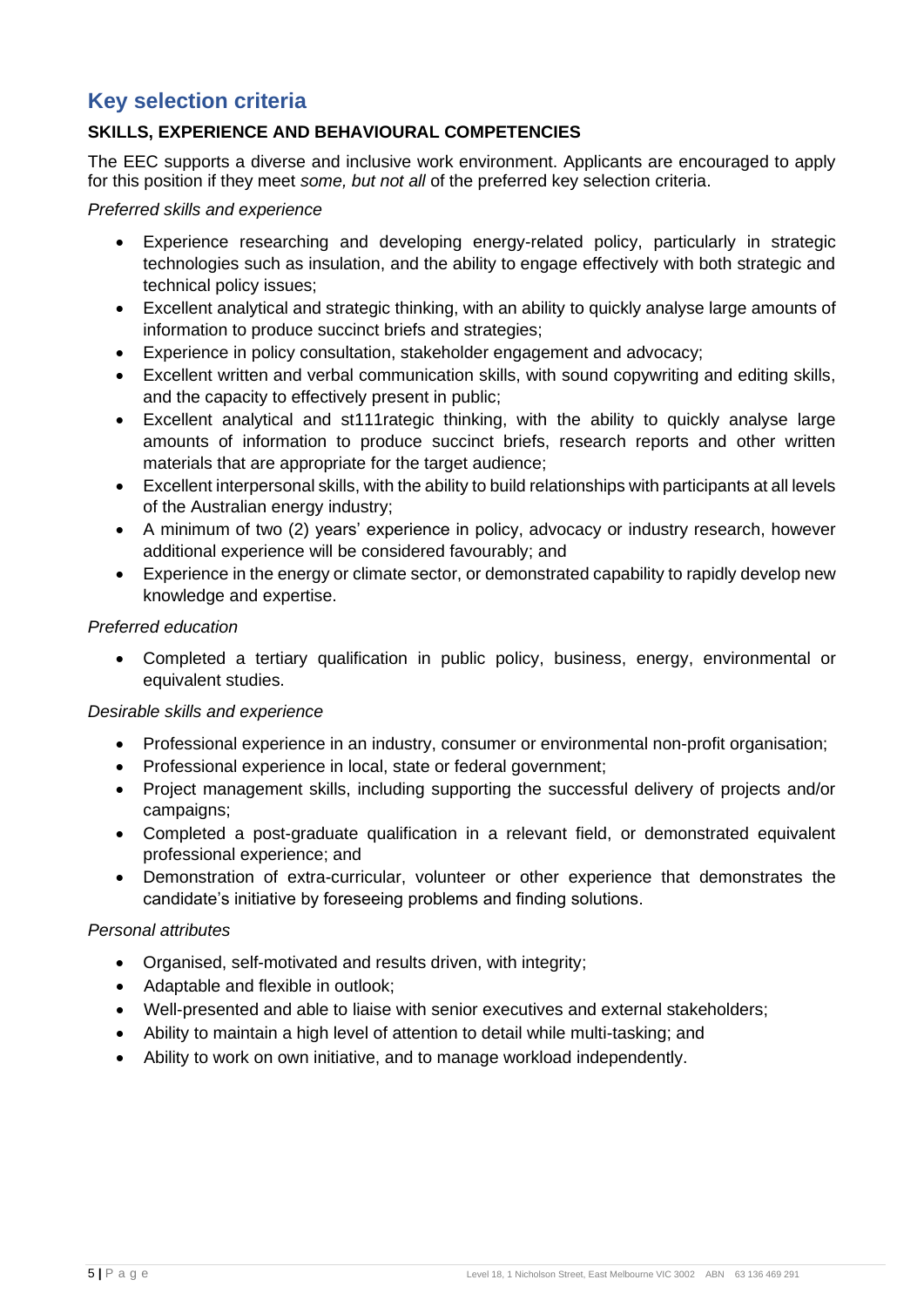## Key selection criteria

**SKILLS, EXPERIENCE AND BEHAVIOURAL COMPETENCIES**

The EEC supports a diverse and inclusive work environment. Applicants are encouraged to apply for this position if they meet *some, but not all* of the preferred key selection criteria.

*Preferred skills and experience*

- Experience researching and developing energy-related policy, particularly in strategic technologies such as insulation, and the ability to engage effectively with both strategic and technical policy issues;
- Excellent analytical and strategic thinking, with an ability to quickly analyse large amounts of information to produce succinct briefs and strategies;
- Experience in policy consultation, stakeholder engagement and advocacy;
- Excellent written and verbal communication skills, with sound copywriting and editing skills, and the capacity to effectively present in public;
- Excellent analytical and st111rategic thinking, with the ability to quickly analyse large amounts of information to produce succinct briefs, research reports and other written materials that are appropriate for the target audience;
- Excellent interpersonal skills, with the ability to build relationships with participants at all levels of the Australian energy industry;
- A minimum of two (2) years' experience in policy, advocacy or industry research, however additional experience will be considered favourably; and
- Experience in the energy or climate sector, or demonstrated capability to rapidly develop new knowledge and expertise.

*Preferred education*

- Completed a tertiary qualification in public policy, business, energy, environmental or equivalent studies.

*Desirable skills and experience*

- Professional experience in an industry, consumer or environmental non-profit organisation;
- Professional experience in local, state or federal government;
- Project management skills, including supporting the successful delivery of projects and/or campaigns;
- Completed a post-graduate qualification in a relevant field, or demonstrated equivalent professional experience; and
- Demonstration of extra-curricular, volunteer or other experience that demonstrates the candidate's initiative by foreseeing problems and finding solutions.

*Personal attributes*

- Organised, self-motivated and results driven, with integrity;
- Adaptable and flexible in outlook;
- Well-presented and able to liaise with senior executives and external stakeholders;
- Ability to maintain a high level of attention to detail while multi-tasking; and
- Ability to work on own initiative, and to manage workload independently.